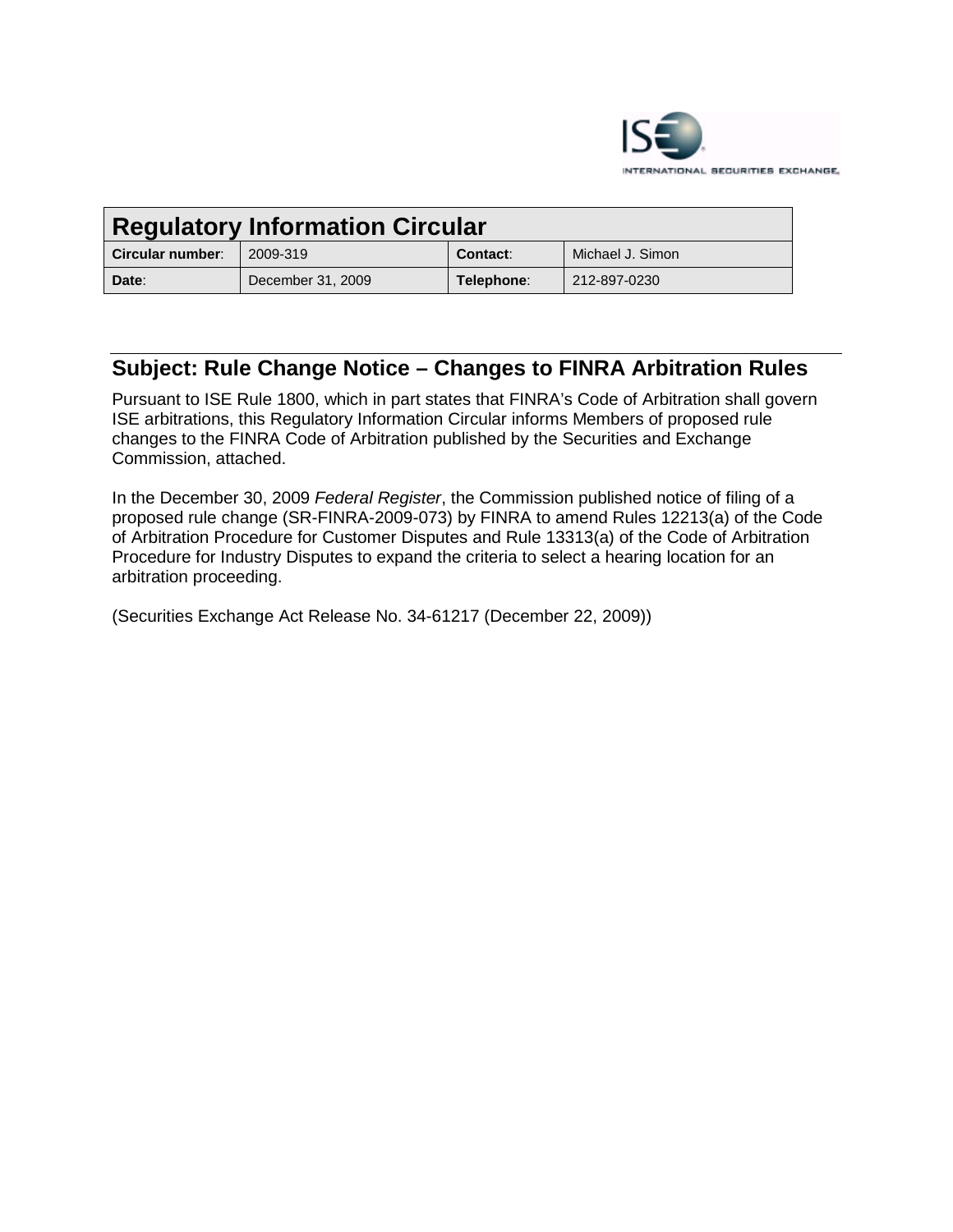# Regulatory Information Circular

| Circular number: | 2009-319 | Contact: | Michael J. Simon |
|---|---|---|---|
| Date: | December 31, 2009 | Telephone: | 212-897-0230 |

## Subject: Rule Change Notice – Changes to FINRA Arbitration Rules

Pursuant to ISE Rule 1800, which in part states that FINRA's Code of Arbitration shall govern ISE arbitrations, this Regulatory Information Circular informs Members of proposed rule changes to the FINRA Code of Arbitration published by the Securities and Exchange Commission, attached.

In the December 30, 2009 *Federal Register*, the Commission published notice of filing of a proposed rule change (SR-FINRA-2009-073) by FINRA to amend Rules 12213(a) of the Code of Arbitration Procedure for Customer Disputes and Rule 13313(a) of the Code of Arbitration Procedure for Industry Disputes to expand the criteria to select a hearing location for an arbitration proceeding.

(Securities Exchange Act Release No. 34-61217 (December 22, 2009))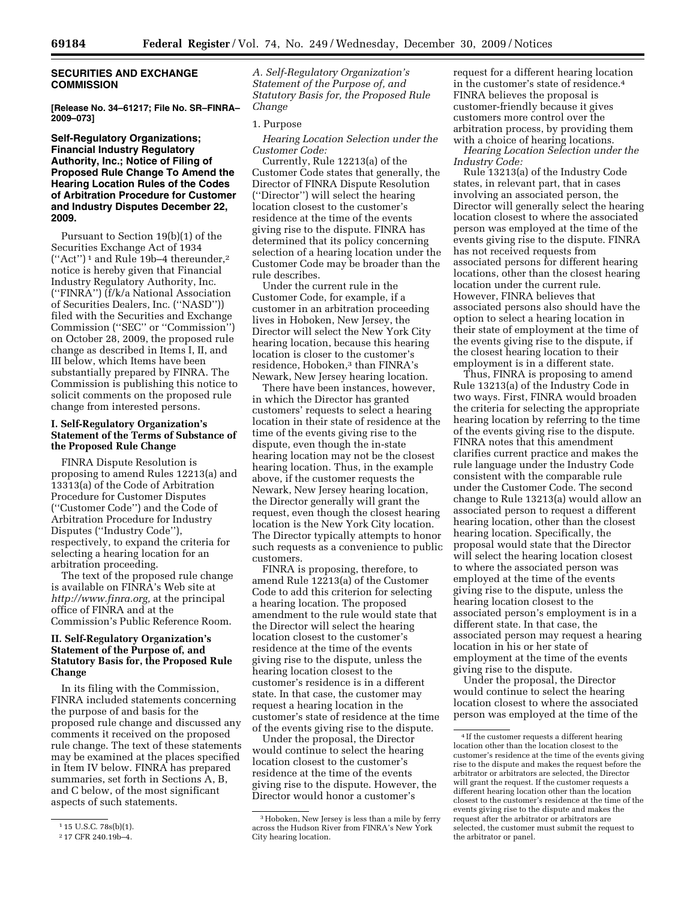## SECURITIES AND EXCHANGE COMMISSION

**[Release No. 34–61217; File No. SR–FINRA–2009–073]**

### Self-Regulatory Organizations; Financial Industry Regulatory Authority, Inc.; Notice of Filing of Proposed Rule Change To Amend the Hearing Location Rules of the Codes of Arbitration Procedure for Customer and Industry Disputes December 22, 2009.

Pursuant to Section 19(b)(1) of the Securities Exchange Act of 1934 (''Act'') [1] and Rule 19b–4 thereunder,[2] notice is hereby given that Financial Industry Regulatory Authority, Inc. (''FINRA'') (f/k/a National Association of Securities Dealers, Inc. (''NASD'')) filed with the Securities and Exchange Commission (''SEC'' or ''Commission'') on October 28, 2009, the proposed rule change as described in Items I, II, and III below, which Items have been substantially prepared by FINRA. The Commission is publishing this notice to solicit comments on the proposed rule change from interested persons.

### I. Self-Regulatory Organization's Statement of the Terms of Substance of the Proposed Rule Change

FINRA Dispute Resolution is proposing to amend Rules 12213(a) and 13313(a) of the Code of Arbitration Procedure for Customer Disputes (''Customer Code'') and the Code of Arbitration Procedure for Industry Disputes (''Industry Code''), respectively, to expand the criteria for selecting a hearing location for an arbitration proceeding.

The text of the proposed rule change is available on FINRA's Web site at *http://www.finra.org,* at the principal office of FINRA and at the Commission's Public Reference Room.

### II. Self-Regulatory Organization's Statement of the Purpose of, and Statutory Basis for, the Proposed Rule Change

In its filing with the Commission, FINRA included statements concerning the purpose of and basis for the proposed rule change and discussed any comments it received on the proposed rule change. The text of these statements may be examined at the places specified in Item IV below. FINRA has prepared summaries, set forth in Sections A, B, and C below, of the most significant aspects of such statements.

*A. Self-Regulatory Organization's Statement of the Purpose of, and Statutory Basis for, the Proposed Rule Change*

1. Purpose

*Hearing Location Selection under the Customer Code:*

Currently, Rule 12213(a) of the Customer Code states that generally, the Director of FINRA Dispute Resolution (''Director'') will select the hearing location closest to the customer's residence at the time of the events giving rise to the dispute. FINRA has determined that its policy concerning selection of a hearing location under the Customer Code may be broader than the rule describes.

Under the current rule in the Customer Code, for example, if a customer in an arbitration proceeding lives in Hoboken, New Jersey, the Director will select the New York City hearing location, because this hearing location is closer to the customer's residence, Hoboken,[3] than FINRA's Newark, New Jersey hearing location.

There have been instances, however, in which the Director has granted customers' requests to select a hearing location in their state of residence at the time of the events giving rise to the dispute, even though the in-state hearing location may not be the closest hearing location. Thus, in the example above, if the customer requests the Newark, New Jersey hearing location, the Director generally will grant the request, even though the closest hearing location is the New York City location. The Director typically attempts to honor such requests as a convenience to public customers.

FINRA is proposing, therefore, to amend Rule 12213(a) of the Customer Code to add this criterion for selecting a hearing location. The proposed amendment to the rule would state that the Director will select the hearing location closest to the customer's residence at the time of the events giving rise to the dispute, unless the hearing location closest to the customer's residence is in a different state. In that case, the customer may request a hearing location in the customer's state of residence at the time of the events giving rise to the dispute.

Under the proposal, the Director would continue to select the hearing location closest to the customer's residence at the time of the events giving rise to the dispute. However, the Director would honor a customer's request for a different hearing location in the customer's state of residence.[4] FINRA believes the proposal is customer-friendly because it gives customers more control over the arbitration process, by providing them with a choice of hearing locations.

*Hearing Location Selection under the Industry Code:*

Rule 13213(a) of the Industry Code states, in relevant part, that in cases involving an associated person, the Director will generally select the hearing location closest to where the associated person was employed at the time of the events giving rise to the dispute. FINRA has not received requests from associated persons for different hearing locations, other than the closest hearing location under the current rule. However, FINRA believes that associated persons also should have the option to select a hearing location in their state of employment at the time of the events giving rise to the dispute, if the closest hearing location to their employment is in a different state.

Thus, FINRA is proposing to amend Rule 13213(a) of the Industry Code in two ways. First, FINRA would broaden the criteria for selecting the appropriate hearing location by referring to the time of the events giving rise to the dispute. FINRA notes that this amendment clarifies current practice and makes the rule language under the Industry Code consistent with the comparable rule under the Customer Code. The second change to Rule 13213(a) would allow an associated person to request a different hearing location, other than the closest hearing location. Specifically, the proposal would state that the Director will select the hearing location closest to where the associated person was employed at the time of the events giving rise to the dispute, unless the hearing location closest to the associated person's employment is in a different state. In that case, the associated person may request a hearing location in his or her state of employment at the time of the events giving rise to the dispute.

Under the proposal, the Director would continue to select the hearing location closest to where the associated person was employed at the time of the

---

[1] 15 U.S.C. 78s(b)(1).

[2] 17 CFR 240.19b–4.

[3] Hoboken, New Jersey is less than a mile by ferry across the Hudson River from FINRA's New York City hearing location.

[4] If the customer requests a different hearing location other than the location closest to the customer's residence at the time of the events giving rise to the dispute and makes the request before the arbitrator or arbitrators are selected, the Director will grant the request. If the customer requests a different hearing location other than the location closest to the customer's residence at the time of the events giving rise to the dispute and makes the request after the arbitrator or arbitrators are selected, the customer must submit the request to the arbitrator or panel.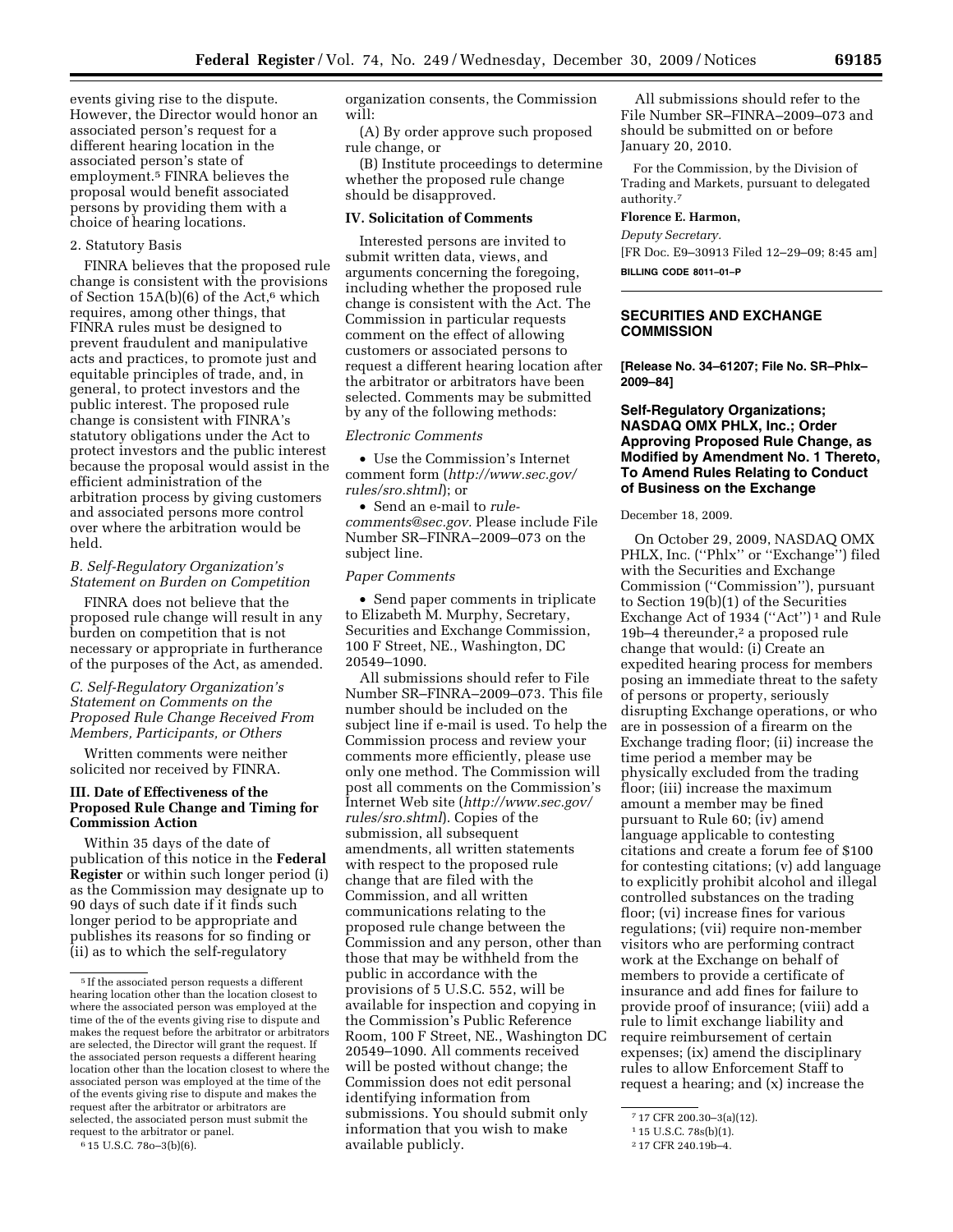events giving rise to the dispute. However, the Director would honor an associated person's request for a different hearing location in the associated person's state of employment.[5] FINRA believes the proposal would benefit associated persons by providing them with a choice of hearing locations.

2. Statutory Basis

FINRA believes that the proposed rule change is consistent with the provisions of Section 15A(b)(6) of the Act,[6] which requires, among other things, that FINRA rules must be designed to prevent fraudulent and manipulative acts and practices, to promote just and equitable principles of trade, and, in general, to protect investors and the public interest. The proposed rule change is consistent with FINRA's statutory obligations under the Act to protect investors and the public interest because the proposal would assist in the efficient administration of the arbitration process by giving customers and associated persons more control over where the arbitration would be held.

*B. Self-Regulatory Organization's Statement on Burden on Competition*

FINRA does not believe that the proposed rule change will result in any burden on competition that is not necessary or appropriate in furtherance of the purposes of the Act, as amended.

*C. Self-Regulatory Organization's Statement on Comments on the Proposed Rule Change Received From Members, Participants, or Others*

Written comments were neither solicited nor received by FINRA.

**III. Date of Effectiveness of the Proposed Rule Change and Timing for Commission Action**

Within 35 days of the date of publication of this notice in the **Federal Register** or within such longer period (i) as the Commission may designate up to 90 days of such date if it finds such longer period to be appropriate and publishes its reasons for so finding or (ii) as to which the self-regulatory organization consents, the Commission will:

(A) By order approve such proposed rule change, or

(B) Institute proceedings to determine whether the proposed rule change should be disapproved.

**IV. Solicitation of Comments**

Interested persons are invited to submit written data, views, and arguments concerning the foregoing, including whether the proposed rule change is consistent with the Act. The Commission in particular requests comment on the effect of allowing customers or associated persons to request a different hearing location after the arbitrator or arbitrators have been selected. Comments may be submitted by any of the following methods:

*Electronic Comments*

- Use the Commission's Internet comment form (*http://www.sec.gov/rules/sro.shtml*); or
- Send an e-mail to *rule-comments@sec.gov*. Please include File Number SR–FINRA–2009–073 on the subject line.

*Paper Comments*

- Send paper comments in triplicate to Elizabeth M. Murphy, Secretary, Securities and Exchange Commission, 100 F Street, NE., Washington, DC 20549–1090.

All submissions should refer to File Number SR–FINRA–2009–073. This file number should be included on the subject line if e-mail is used. To help the Commission process and review your comments more efficiently, please use only one method. The Commission will post all comments on the Commission's Internet Web site (*http://www.sec.gov/rules/sro.shtml*). Copies of the submission, all subsequent amendments, all written statements with respect to the proposed rule change that are filed with the Commission, and all written communications relating to the proposed rule change between the Commission and any person, other than those that may be withheld from the public in accordance with the provisions of 5 U.S.C. 552, will be available for inspection and copying in the Commission's Public Reference Room, 100 F Street, NE., Washington DC 20549–1090. All comments received will be posted without change; the Commission does not edit personal identifying information from submissions. You should submit only information that you wish to make available publicly.

All submissions should refer to the File Number SR–FINRA–2009–073 and should be submitted on or before January 20, 2010.

For the Commission, by the Division of Trading and Markets, pursuant to delegated authority.[7]

**Florence E. Harmon,**

*Deputy Secretary.*

[FR Doc. E9–30913 Filed 12–29–09; 8:45 am]

**BILLING CODE 8011–01–P**

---

**SECURITIES AND EXCHANGE COMMISSION**

**[Release No. 34–61207; File No. SR–Phlx–2009–84]**

## Self-Regulatory Organizations; NASDAQ OMX PHLX, Inc.; Order Approving Proposed Rule Change, as Modified by Amendment No. 1 Thereto, To Amend Rules Relating to Conduct of Business on the Exchange

December 18, 2009.

On October 29, 2009, NASDAQ OMX PHLX, Inc. (''Phlx'' or ''Exchange'') filed with the Securities and Exchange Commission (''Commission''), pursuant to Section 19(b)(1) of the Securities Exchange Act of 1934 (''Act'')[1] and Rule 19b–4 thereunder,[2] a proposed rule change that would: (i) Create an expedited hearing process for members posing an immediate threat to the safety of persons or property, seriously disrupting Exchange operations, or who are in possession of a firearm on the Exchange trading floor; (ii) increase the time period a member may be physically excluded from the trading floor; (iii) increase the maximum amount a member may be fined pursuant to Rule 60; (iv) amend language applicable to contesting citations and create a forum fee of $100 for contesting citations; (v) add language to explicitly prohibit alcohol and illegal controlled substances on the trading floor; (vi) increase fines for various regulations; (vii) require non-member visitors who are performing contract work at the Exchange on behalf of members to provide a certificate of insurance and add fines for failure to provide proof of insurance; (viii) add a rule to limit exchange liability and require reimbursement of certain expenses; (ix) amend the disciplinary rules to allow Enforcement Staff to request a hearing; and (x) increase the

---

[5] If the associated person requests a different hearing location other than the location closest to where the associated person was employed at the time of the of the events giving rise to dispute and makes the request before the arbitrator or arbitrators are selected, the Director will grant the request. If the associated person requests a different hearing location other than the location closest to where the associated person was employed at the time of the of the events giving rise to dispute and makes the request after the arbitrator or arbitrators are selected, the associated person must submit the request to the arbitrator or panel.

[6] 15 U.S.C. 78o–3(b)(6).

[7] 17 CFR 200.30–3(a)(12).

[1] 15 U.S.C. 78s(b)(1).

[2] 17 CFR 240.19b–4.